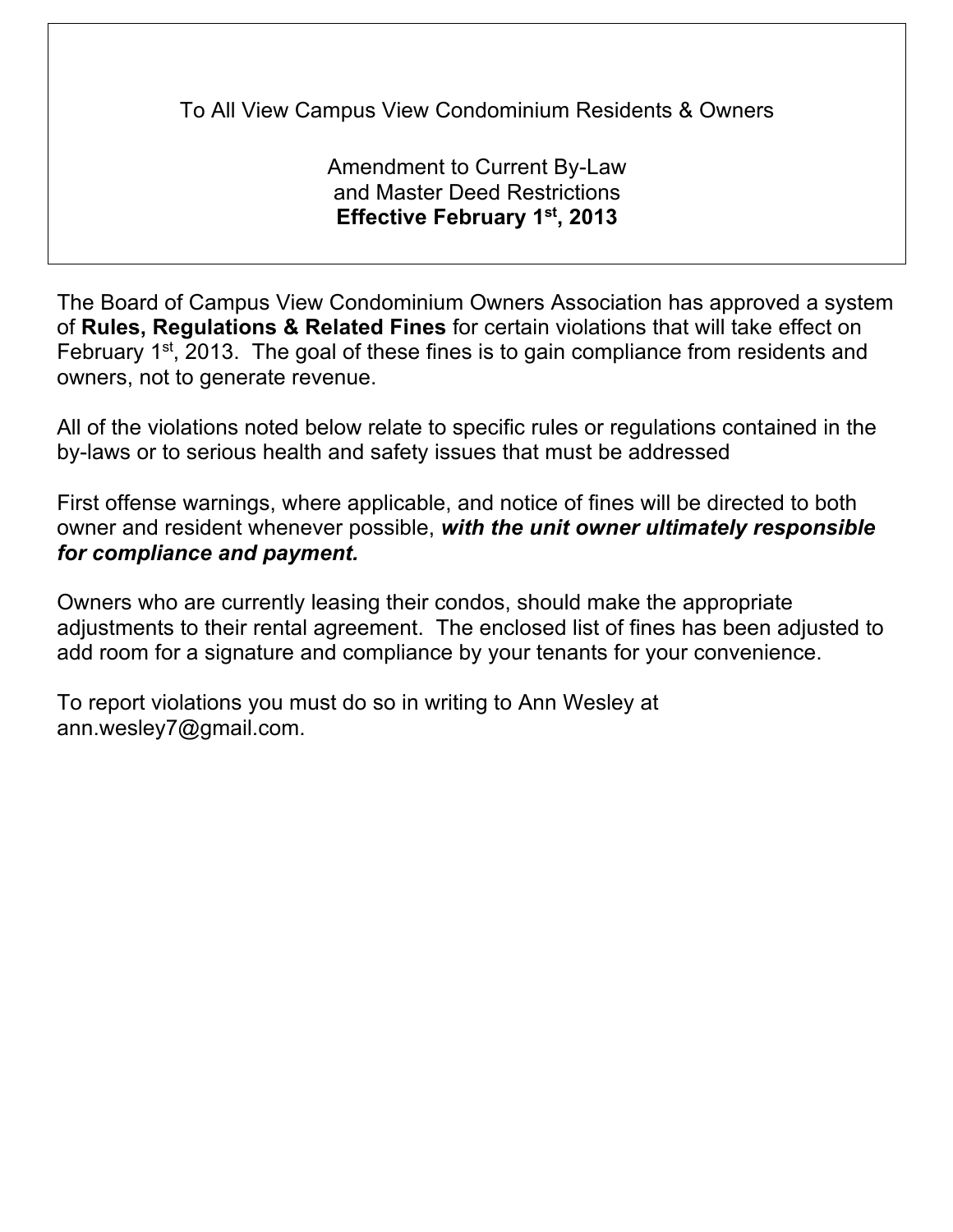To All View Campus View Condominium Residents & Owners

Amendment to Current By-Law
and Master Deed Restrictions
**Effective February 1st, 2013**

The Board of Campus View Condominium Owners Association has approved a system of **Rules, Regulations & Related Fines** for certain violations that will take effect on February 1st, 2013. The goal of these fines is to gain compliance from residents and owners, not to generate revenue.

All of the violations noted below relate to specific rules or regulations contained in the by-laws or to serious health and safety issues that must be addressed

First offense warnings, where applicable, and notice of fines will be directed to both owner and resident whenever possible, ***with the unit owner ultimately responsible for compliance and payment.***

Owners who are currently leasing their condos, should make the appropriate adjustments to their rental agreement. The enclosed list of fines has been adjusted to add room for a signature and compliance by your tenants for your convenience.

To report violations you must do so in writing to Ann Wesley at ann.wesley7@gmail.com.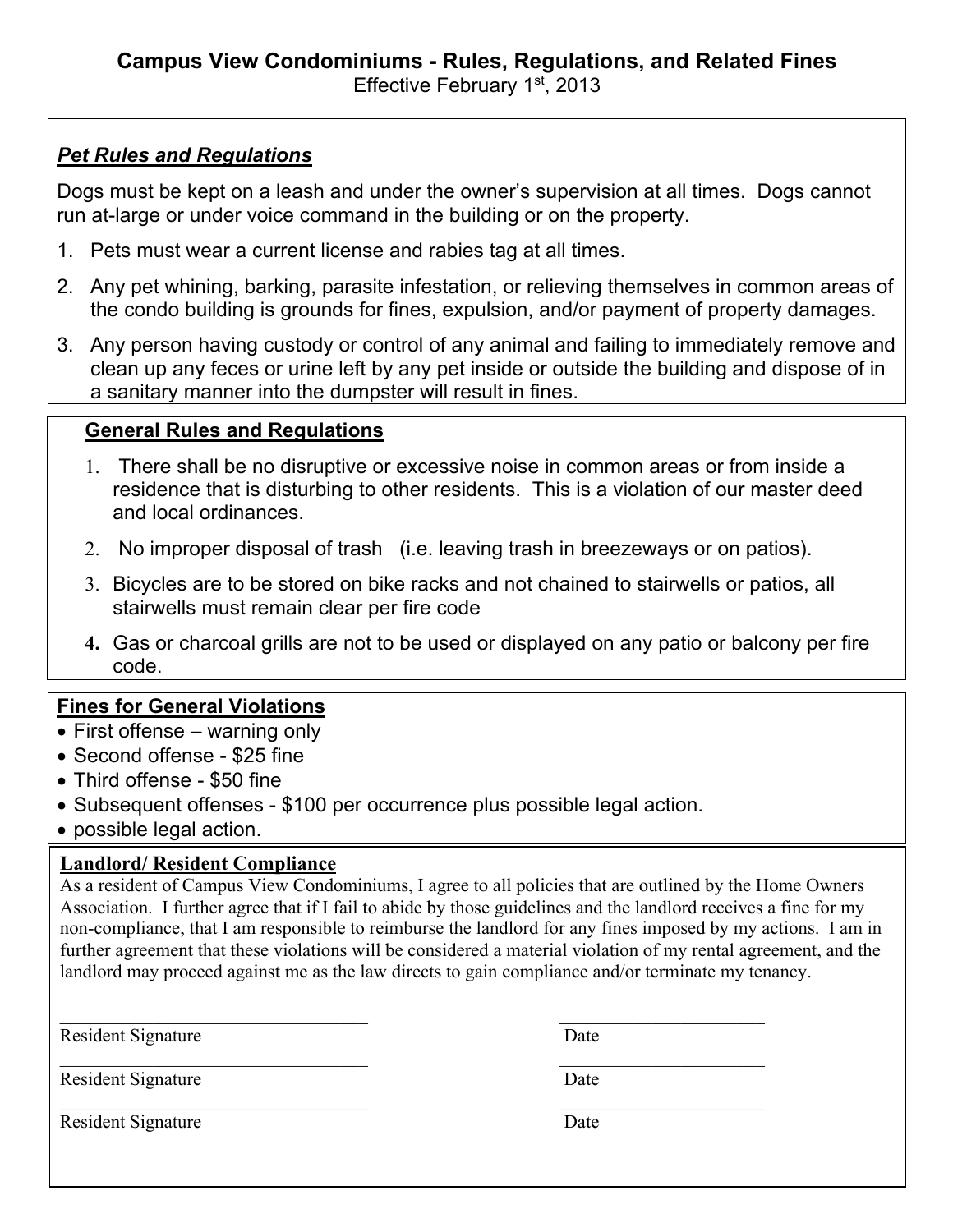# Campus View Condominiums - Rules, Regulations, and Related Fines

Effective February 1st, 2013

## ***Pet Rules and Regulations***

Dogs must be kept on a leash and under the owner's supervision at all times. Dogs cannot run at-large or under voice command in the building or on the property.

1. Pets must wear a current license and rabies tag at all times.
2. Any pet whining, barking, parasite infestation, or relieving themselves in common areas of the condo building is grounds for fines, expulsion, and/or payment of property damages.
3. Any person having custody or control of any animal and failing to immediately remove and clean up any feces or urine left by any pet inside or outside the building and dispose of in a sanitary manner into the dumpster will result in fines.

## General Rules and Regulations

1. There shall be no disruptive or excessive noise in common areas or from inside a residence that is disturbing to other residents. This is a violation of our master deed and local ordinances.
2. No improper disposal of trash (i.e. leaving trash in breezeways or on patios).
3. Bicycles are to be stored on bike racks and not chained to stairwells or patios, all stairwells must remain clear per fire code
4. Gas or charcoal grills are not to be used or displayed on any patio or balcony per fire code.

## Fines for General Violations

- First offense – warning only
- Second offense - $25 fine
- Third offense - $50 fine
- Subsequent offenses - $100 per occurrence plus possible legal action.
- possible legal action.

## Landlord/ Resident Compliance

As a resident of Campus View Condominiums, I agree to all policies that are outlined by the Home Owners Association. I further agree that if I fail to abide by those guidelines and the landlord receives a fine for my non-compliance, that I am responsible to reimburse the landlord for any fines imposed by my actions. I am in further agreement that these violations will be considered a material violation of my rental agreement, and the landlord may proceed against me as the law directs to gain compliance and/or terminate my tenancy.

Resident Signature ______________________ Date ______________

Resident Signature ______________________ Date ______________

Resident Signature ______________________ Date ______________